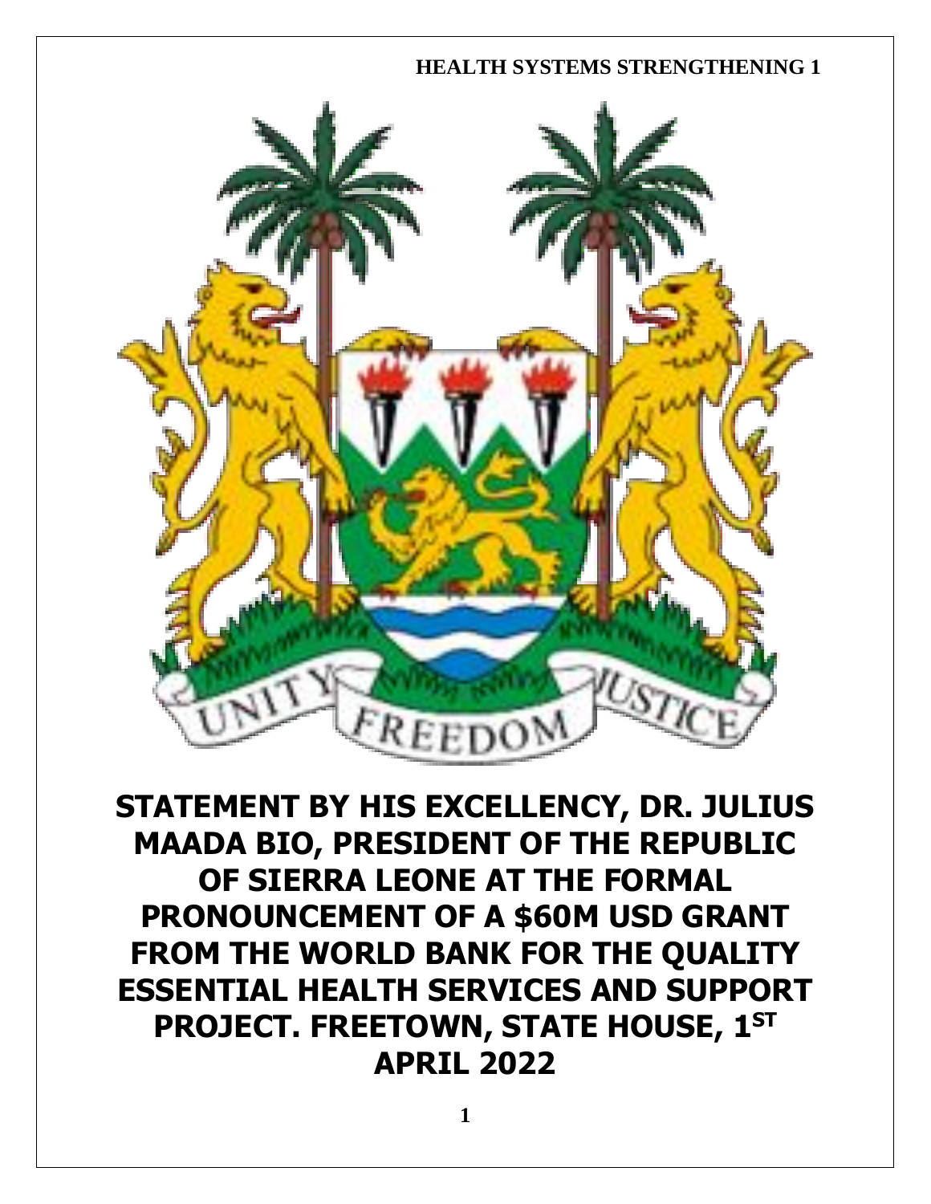# STATEMENT BY HIS EXCELLENCY, DR. JULIUS MAADA BIO, PRESIDENT OF THE REPUBLIC OF SIERRA LEONE AT THE FORMAL PRONOUNCEMENT OF A $60M USD GRANT FROM THE WORLD BANK FOR THE QUALITY ESSENTIAL HEALTH SERVICES AND SUPPORT PROJECT. FREETOWN, STATE HOUSE, 1ST APRIL 2022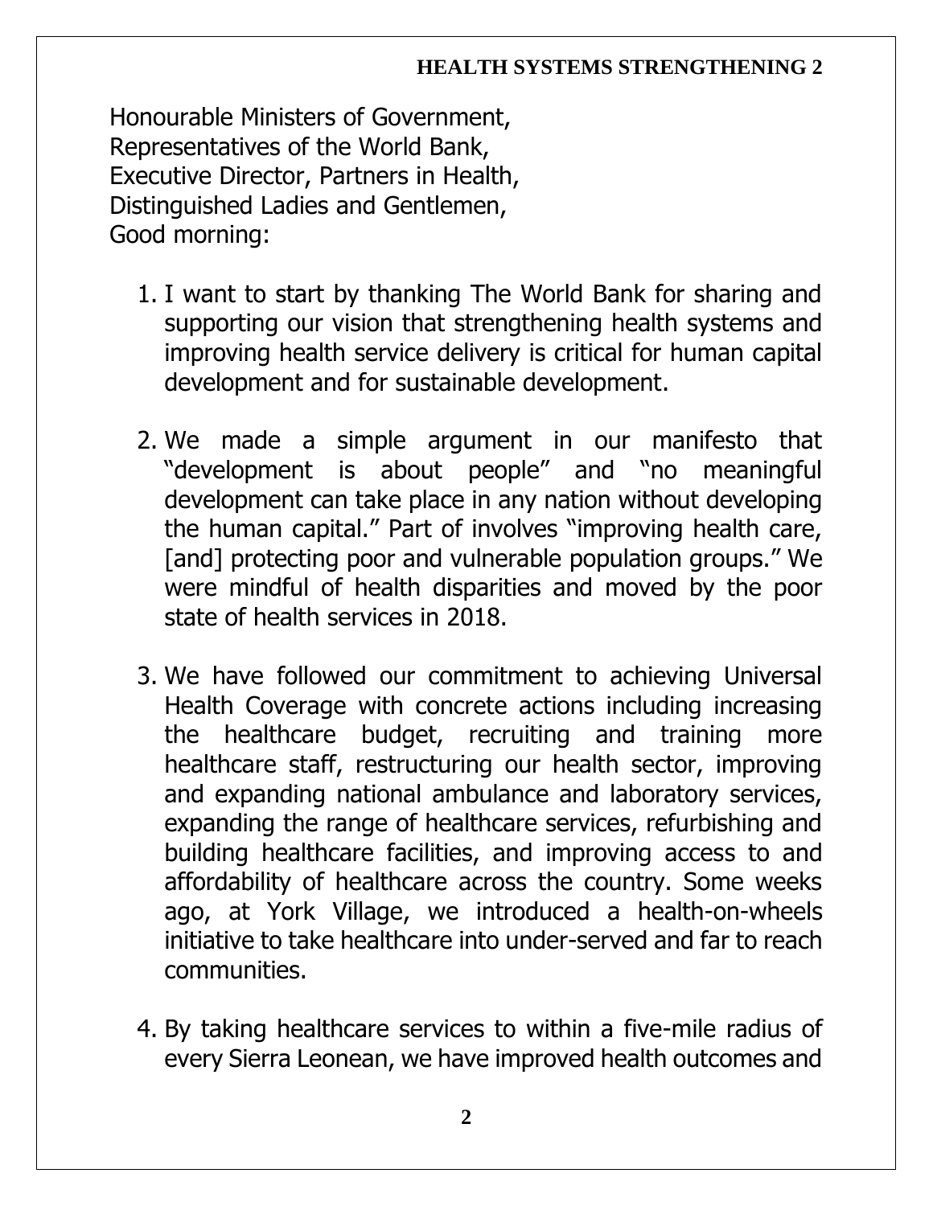Honourable Ministers of Government,
Representatives of the World Bank,
Executive Director, Partners in Health,
Distinguished Ladies and Gentlemen,
Good morning:

1. I want to start by thanking The World Bank for sharing and supporting our vision that strengthening health systems and improving health service delivery is critical for human capital development and for sustainable development.

2. We made a simple argument in our manifesto that "development is about people" and "no meaningful development can take place in any nation without developing the human capital." Part of involves "improving health care, [and] protecting poor and vulnerable population groups." We were mindful of health disparities and moved by the poor state of health services in 2018.

3. We have followed our commitment to achieving Universal Health Coverage with concrete actions including increasing the healthcare budget, recruiting and training more healthcare staff, restructuring our health sector, improving and expanding national ambulance and laboratory services, expanding the range of healthcare services, refurbishing and building healthcare facilities, and improving access to and affordability of healthcare across the country. Some weeks ago, at York Village, we introduced a health-on-wheels initiative to take healthcare into under-served and far to reach communities.

4. By taking healthcare services to within a five-mile radius of every Sierra Leonean, we have improved health outcomes and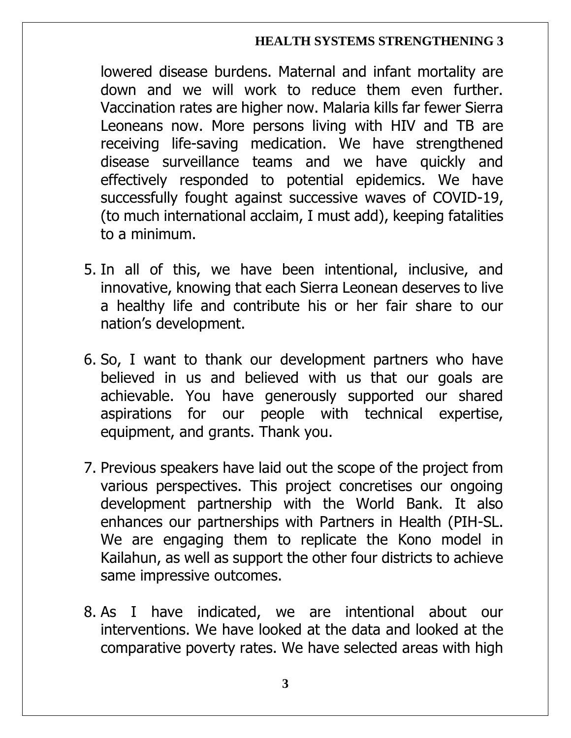lowered disease burdens. Maternal and infant mortality are down and we will work to reduce them even further. Vaccination rates are higher now. Malaria kills far fewer Sierra Leoneans now. More persons living with HIV and TB are receiving life-saving medication. We have strengthened disease surveillance teams and we have quickly and effectively responded to potential epidemics. We have successfully fought against successive waves of COVID-19, (to much international acclaim, I must add), keeping fatalities to a minimum.

5. In all of this, we have been intentional, inclusive, and innovative, knowing that each Sierra Leonean deserves to live a healthy life and contribute his or her fair share to our nation's development.

6. So, I want to thank our development partners who have believed in us and believed with us that our goals are achievable. You have generously supported our shared aspirations for our people with technical expertise, equipment, and grants. Thank you.

7. Previous speakers have laid out the scope of the project from various perspectives. This project concretises our ongoing development partnership with the World Bank. It also enhances our partnerships with Partners in Health (PIH-SL. We are engaging them to replicate the Kono model in Kailahun, as well as support the other four districts to achieve same impressive outcomes.

8. As I have indicated, we are intentional about our interventions. We have looked at the data and looked at the comparative poverty rates. We have selected areas with high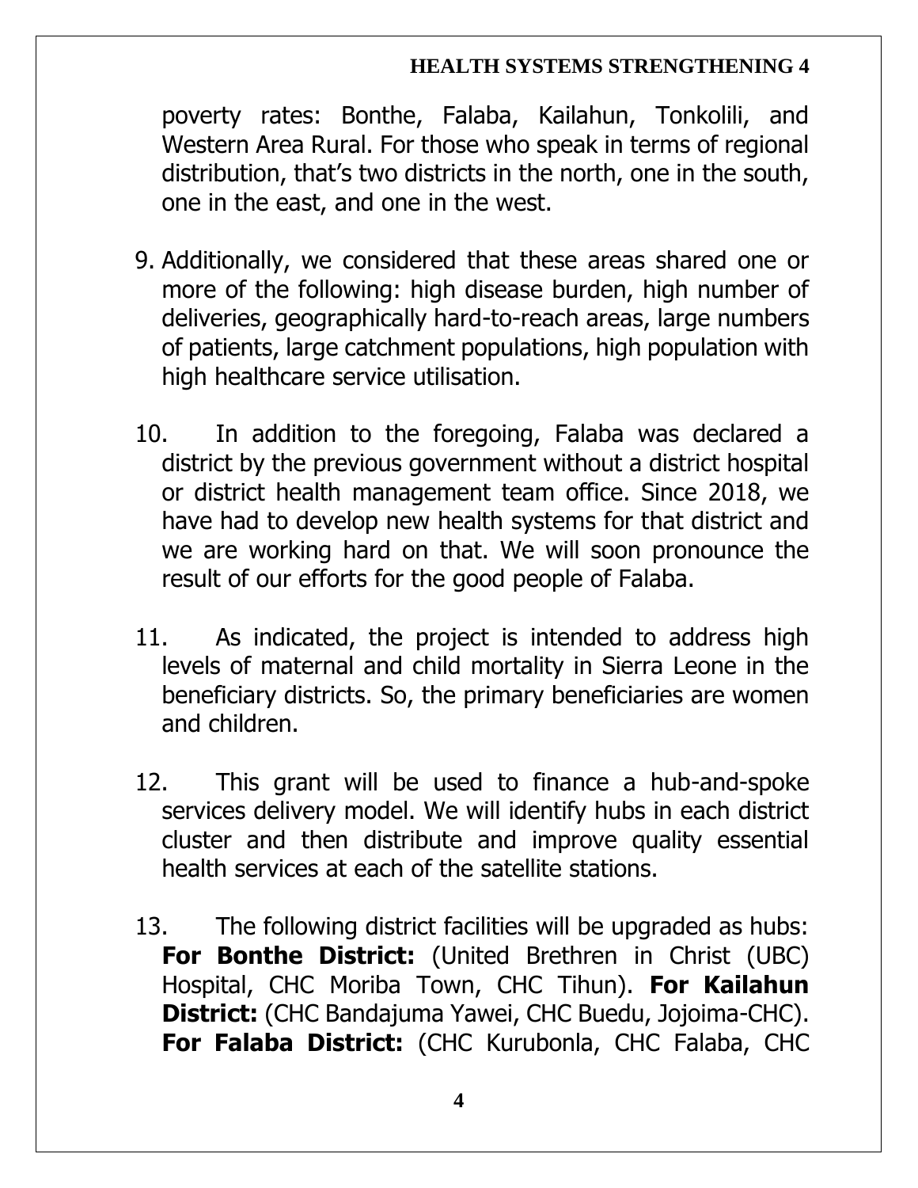poverty rates: Bonthe, Falaba, Kailahun, Tonkolili, and Western Area Rural. For those who speak in terms of regional distribution, that's two districts in the north, one in the south, one in the east, and one in the west.

9. Additionally, we considered that these areas shared one or more of the following: high disease burden, high number of deliveries, geographically hard-to-reach areas, large numbers of patients, large catchment populations, high population with high healthcare service utilisation.

10. In addition to the foregoing, Falaba was declared a district by the previous government without a district hospital or district health management team office. Since 2018, we have had to develop new health systems for that district and we are working hard on that. We will soon pronounce the result of our efforts for the good people of Falaba.

11. As indicated, the project is intended to address high levels of maternal and child mortality in Sierra Leone in the beneficiary districts. So, the primary beneficiaries are women and children.

12. This grant will be used to finance a hub-and-spoke services delivery model. We will identify hubs in each district cluster and then distribute and improve quality essential health services at each of the satellite stations.

13. The following district facilities will be upgraded as hubs: **For Bonthe District:** (United Brethren in Christ (UBC) Hospital, CHC Moriba Town, CHC Tihun). **For Kailahun District:** (CHC Bandajuma Yawei, CHC Buedu, Jojoima-CHC). **For Falaba District:** (CHC Kurubonla, CHC Falaba, CHC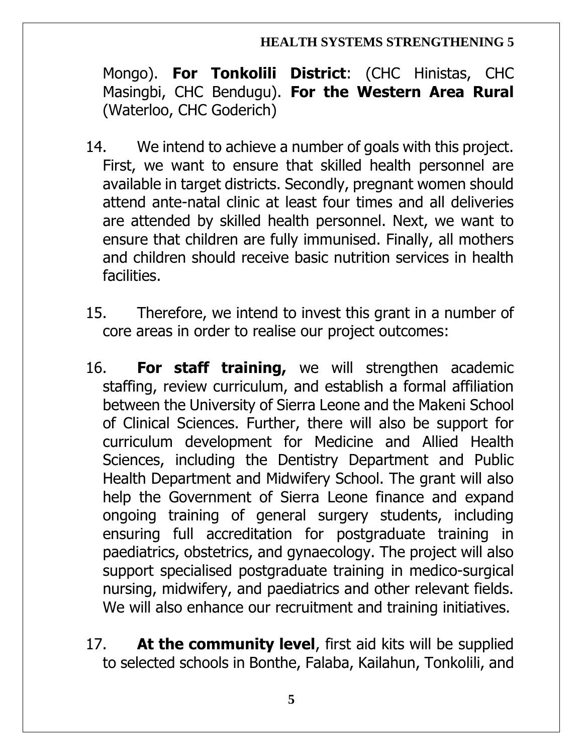Mongo). **For Tonkolili District**: (CHC Hinistas, CHC Masingbi, CHC Bendugu). **For the Western Area Rural** (Waterloo, CHC Goderich)

14. We intend to achieve a number of goals with this project. First, we want to ensure that skilled health personnel are available in target districts. Secondly, pregnant women should attend ante-natal clinic at least four times and all deliveries are attended by skilled health personnel. Next, we want to ensure that children are fully immunised. Finally, all mothers and children should receive basic nutrition services in health facilities.

15. Therefore, we intend to invest this grant in a number of core areas in order to realise our project outcomes:

16. **For staff training,** we will strengthen academic staffing, review curriculum, and establish a formal affiliation between the University of Sierra Leone and the Makeni School of Clinical Sciences. Further, there will also be support for curriculum development for Medicine and Allied Health Sciences, including the Dentistry Department and Public Health Department and Midwifery School. The grant will also help the Government of Sierra Leone finance and expand ongoing training of general surgery students, including ensuring full accreditation for postgraduate training in paediatrics, obstetrics, and gynaecology. The project will also support specialised postgraduate training in medico-surgical nursing, midwifery, and paediatrics and other relevant fields. We will also enhance our recruitment and training initiatives.

17. **At the community level**, first aid kits will be supplied to selected schools in Bonthe, Falaba, Kailahun, Tonkolili, and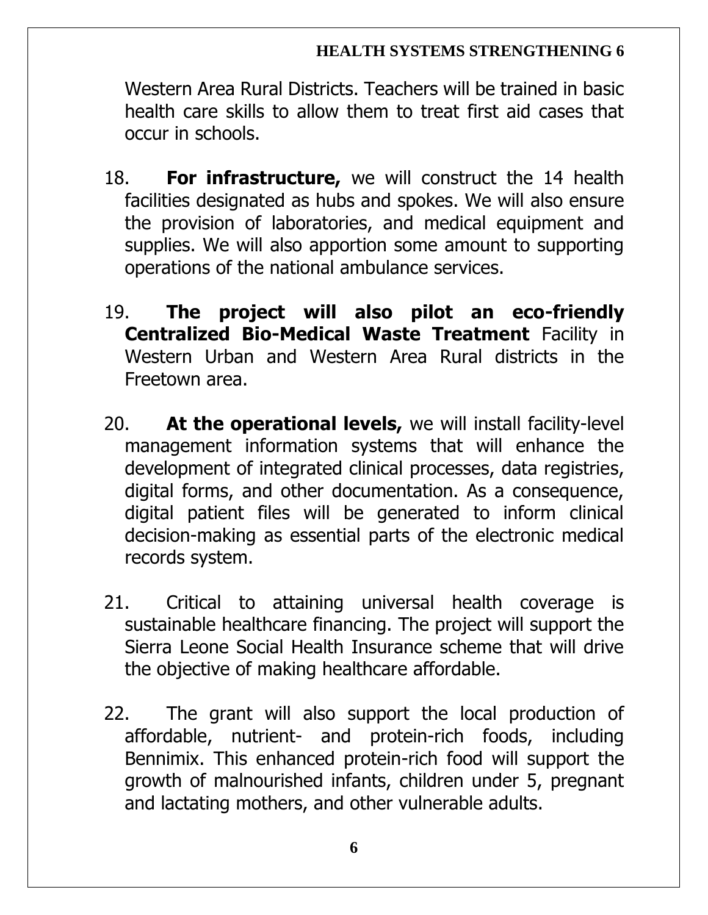Western Area Rural Districts. Teachers will be trained in basic health care skills to allow them to treat first aid cases that occur in schools.

18. **For infrastructure,** we will construct the 14 health facilities designated as hubs and spokes. We will also ensure the provision of laboratories, and medical equipment and supplies. We will also apportion some amount to supporting operations of the national ambulance services.

19. **The project will also pilot an eco-friendly Centralized Bio-Medical Waste Treatment** Facility in Western Urban and Western Area Rural districts in the Freetown area.

20. **At the operational levels,** we will install facility-level management information systems that will enhance the development of integrated clinical processes, data registries, digital forms, and other documentation. As a consequence, digital patient files will be generated to inform clinical decision-making as essential parts of the electronic medical records system.

21. Critical to attaining universal health coverage is sustainable healthcare financing. The project will support the Sierra Leone Social Health Insurance scheme that will drive the objective of making healthcare affordable.

22. The grant will also support the local production of affordable, nutrient- and protein-rich foods, including Bennimix. This enhanced protein-rich food will support the growth of malnourished infants, children under 5, pregnant and lactating mothers, and other vulnerable adults.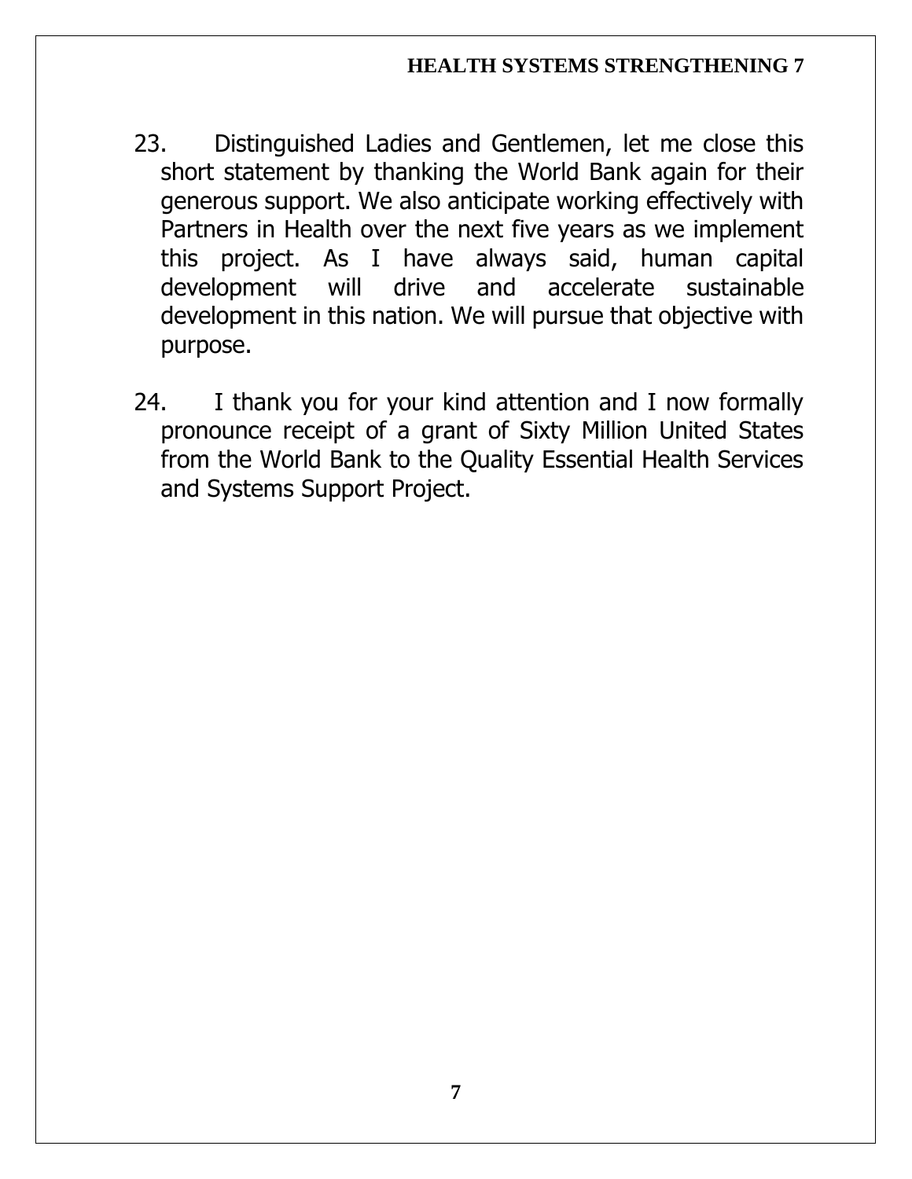23. Distinguished Ladies and Gentlemen, let me close this short statement by thanking the World Bank again for their generous support. We also anticipate working effectively with Partners in Health over the next five years as we implement this project. As I have always said, human capital development will drive and accelerate sustainable development in this nation. We will pursue that objective with purpose.

24. I thank you for your kind attention and I now formally pronounce receipt of a grant of Sixty Million United States from the World Bank to the Quality Essential Health Services and Systems Support Project.